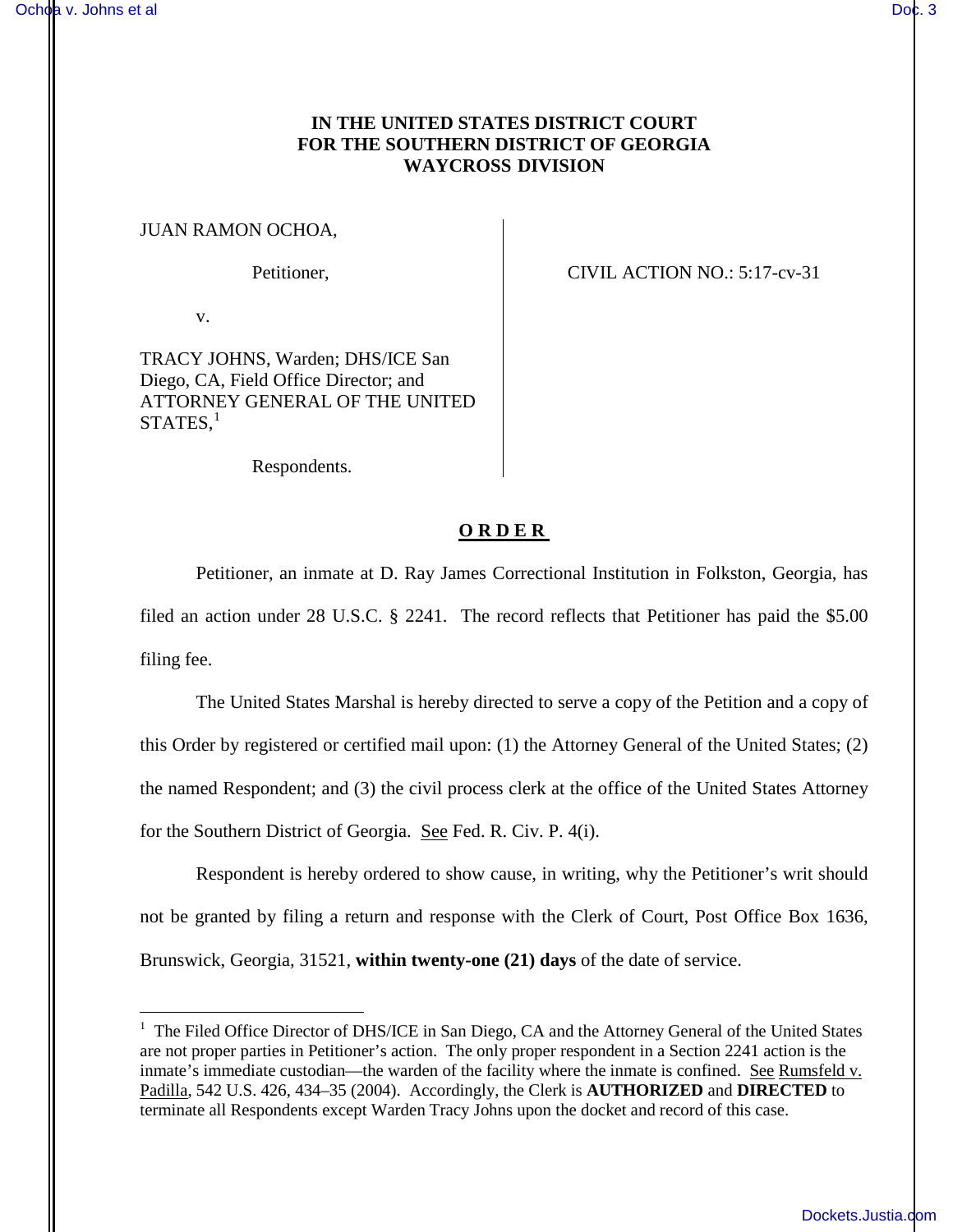**IN THE UNITED STATES DISTRICT COURT**
**FOR THE SOUTHERN DISTRICT OF GEORGIA**
**WAYCROSS DIVISION**

JUAN RAMON OCHOA,

Petitioner,

v.

TRACY JOHNS, Warden; DHS/ICE San Diego, CA, Field Office Director; and ATTORNEY GENERAL OF THE UNITED STATES,[1]

Respondents.

CIVIL ACTION NO.: 5:17-cv-31

**O R D E R**

Petitioner, an inmate at D. Ray James Correctional Institution in Folkston, Georgia, has filed an action under 28 U.S.C. § 2241. The record reflects that Petitioner has paid the $5.00 filing fee.

The United States Marshal is hereby directed to serve a copy of the Petition and a copy of this Order by registered or certified mail upon: (1) the Attorney General of the United States; (2) the named Respondent; and (3) the civil process clerk at the office of the United States Attorney for the Southern District of Georgia. See Fed. R. Civ. P. 4(i).

Respondent is hereby ordered to show cause, in writing, why the Petitioner's writ should not be granted by filing a return and response with the Clerk of Court, Post Office Box 1636, Brunswick, Georgia, 31521, **within twenty-one (21) days** of the date of service.

---

[1] The Filed Office Director of DHS/ICE in San Diego, CA and the Attorney General of the United States are not proper parties in Petitioner's action. The only proper respondent in a Section 2241 action is the inmate's immediate custodian—the warden of the facility where the inmate is confined. See Rumsfeld v. Padilla, 542 U.S. 426, 434–35 (2004). Accordingly, the Clerk is **AUTHORIZED** and **DIRECTED** to terminate all Respondents except Warden Tracy Johns upon the docket and record of this case.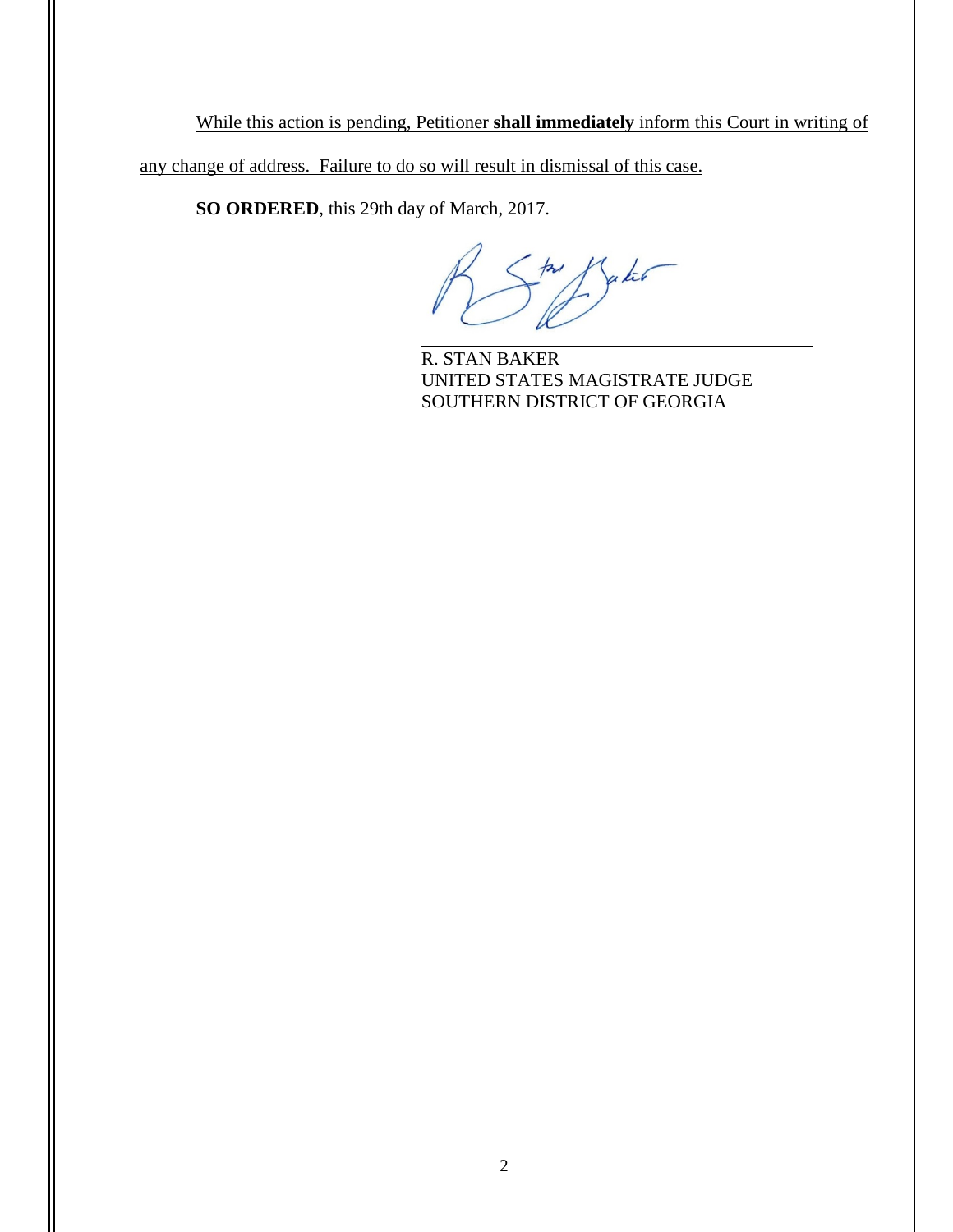While this action is pending, Petitioner **shall immediately** inform this Court in writing of any change of address. Failure to do so will result in dismissal of this case.

**SO ORDERED**, this 29th day of March, 2017.

R. STAN BAKER
UNITED STATES MAGISTRATE JUDGE
SOUTHERN DISTRICT OF GEORGIA